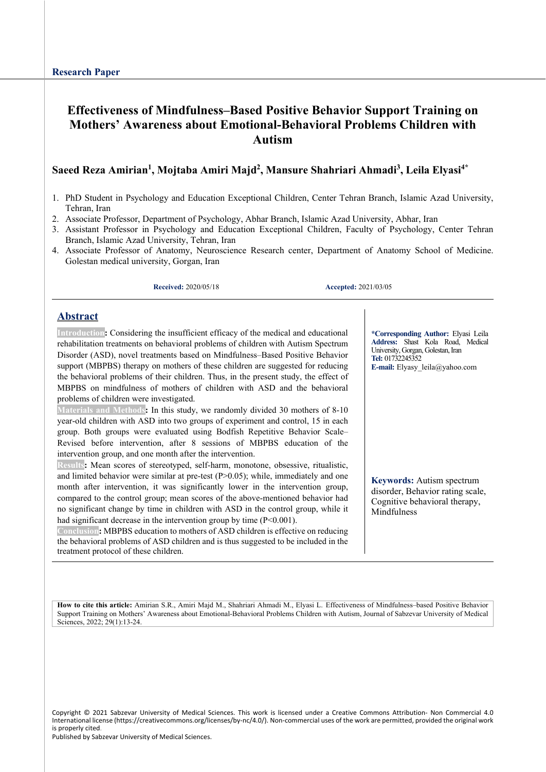Research Paper

# Effectiveness of Mindfulness–Based Positive Behavior Support Training on Mothers' Awareness about Emotional-Behavioral Problems Children with Autism

**Saeed Reza Amirian[1], Mojtaba Amiri Majd[2], Mansure Shahriari Ahmadi[3], Leila Elyasi[4*]**

1. PhD Student in Psychology and Education Exceptional Children, Center Tehran Branch, Islamic Azad University, Tehran, Iran
2. Associate Professor, Department of Psychology, Abhar Branch, Islamic Azad University, Abhar, Iran
3. Assistant Professor in Psychology and Education Exceptional Children, Faculty of Psychology, Center Tehran Branch, Islamic Azad University, Tehran, Iran
4. Associate Professor of Anatomy, Neuroscience Research center, Department of Anatomy School of Medicine. Golestan medical university, Gorgan, Iran

**Received:** 2020/05/18 **Accepted:** 2021/03/05

## Abstract

**Introduction:** Considering the insufficient efficacy of the medical and educational rehabilitation treatments on behavioral problems of children with Autism Spectrum Disorder (ASD), novel treatments based on Mindfulness–Based Positive Behavior support (MBPBS) therapy on mothers of these children are suggested for reducing the behavioral problems of their children. Thus, in the present study, the effect of MBPBS on mindfulness of mothers of children with ASD and the behavioral problems of children were investigated.

**Materials and Methods:** In this study, we randomly divided 30 mothers of 8-10 year-old children with ASD into two groups of experiment and control, 15 in each group. Both groups were evaluated using Bodfish Repetitive Behavior Scale–Revised before intervention, after 8 sessions of MBPBS education of the intervention group, and one month after the intervention.

**Results:** Mean scores of stereotyped, self-harm, monotone, obsessive, ritualistic, and limited behavior were similar at pre-test ($P>0.05$); while, immediately and one month after intervention, it was significantly lower in the intervention group, compared to the control group; mean scores of the above-mentioned behavior had no significant change by time in children with ASD in the control group, while it had significant decrease in the intervention group by time ($P<0.001$).

**Conclusion:** MBPBS education to mothers of ASD children is effective on reducing the behavioral problems of ASD children and is thus suggested to be included in the treatment protocol of these children.

**\*Corresponding Author:** Elyasi Leila
**Address:** Shast Kola Road, Medical University, Gorgan, Golestan, Iran
**Tel:** 01732245352
**E-mail:** Elyasy_leila@yahoo.com

**Keywords:** Autism spectrum disorder, Behavior rating scale, Cognitive behavioral therapy, Mindfulness

**How to cite this article:** Amirian S.R., Amiri Majd M., Shahriari Ahmadi M., Elyasi L. Effectiveness of Mindfulness–based Positive Behavior Support Training on Mothers' Awareness about Emotional-Behavioral Problems Children with Autism, Journal of Sabzevar University of Medical Sciences, 2022; 29(1):13-24.

Copyright © 2021 Sabzevar University of Medical Sciences. This work is licensed under a Creative Commons Attribution- Non Commercial 4.0 International license (https://creativecommons.org/licenses/by-nc/4.0/). Non-commercial uses of the work are permitted, provided the original work is properly cited.
Published by Sabzevar University of Medical Sciences.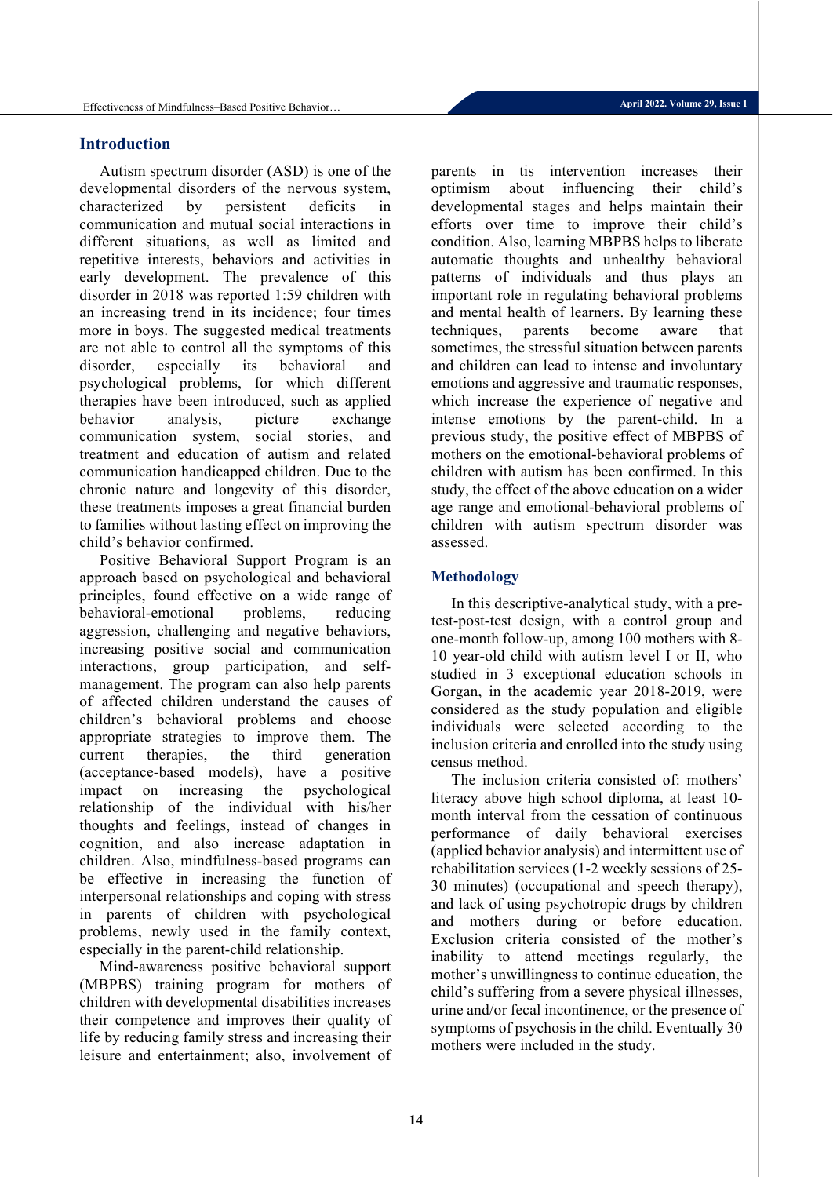## Introduction

Autism spectrum disorder (ASD) is one of the developmental disorders of the nervous system, characterized by persistent deficits in communication and mutual social interactions in different situations, as well as limited and repetitive interests, behaviors and activities in early development. The prevalence of this disorder in 2018 was reported 1:59 children with an increasing trend in its incidence; four times more in boys. The suggested medical treatments are not able to control all the symptoms of this disorder, especially its behavioral and psychological problems, for which different therapies have been introduced, such as applied behavior analysis, picture exchange communication system, social stories, and treatment and education of autism and related communication handicapped children. Due to the chronic nature and longevity of this disorder, these treatments imposes a great financial burden to families without lasting effect on improving the child's behavior confirmed.

Positive Behavioral Support Program is an approach based on psychological and behavioral principles, found effective on a wide range of behavioral-emotional problems, reducing aggression, challenging and negative behaviors, increasing positive social and communication interactions, group participation, and self-management. The program can also help parents of affected children understand the causes of children's behavioral problems and choose appropriate strategies to improve them. The current therapies, the third generation (acceptance-based models), have a positive impact on increasing the psychological relationship of the individual with his/her thoughts and feelings, instead of changes in cognition, and also increase adaptation in children. Also, mindfulness-based programs can be effective in increasing the function of interpersonal relationships and coping with stress in parents of children with psychological problems, newly used in the family context, especially in the parent-child relationship.

Mind-awareness positive behavioral support (MBPBS) training program for mothers of children with developmental disabilities increases their competence and improves their quality of life by reducing family stress and increasing their leisure and entertainment; also, involvement of parents in tis intervention increases their optimism about influencing their child's developmental stages and helps maintain their efforts over time to improve their child's condition. Also, learning MBPBS helps to liberate automatic thoughts and unhealthy behavioral patterns of individuals and thus plays an important role in regulating behavioral problems and mental health of learners. By learning these techniques, parents become aware that sometimes, the stressful situation between parents and children can lead to intense and involuntary emotions and aggressive and traumatic responses, which increase the experience of negative and intense emotions by the parent-child. In a previous study, the positive effect of MBPBS of mothers on the emotional-behavioral problems of children with autism has been confirmed. In this study, the effect of the above education on a wider age range and emotional-behavioral problems of children with autism spectrum disorder was assessed.

## Methodology

In this descriptive-analytical study, with a pre-test-post-test design, with a control group and one-month follow-up, among 100 mothers with 8-10 year-old child with autism level I or II, who studied in 3 exceptional education schools in Gorgan, in the academic year 2018-2019, were considered as the study population and eligible individuals were selected according to the inclusion criteria and enrolled into the study using census method.

The inclusion criteria consisted of: mothers' literacy above high school diploma, at least 10-month interval from the cessation of continuous performance of daily behavioral exercises (applied behavior analysis) and intermittent use of rehabilitation services (1-2 weekly sessions of 25-30 minutes) (occupational and speech therapy), and lack of using psychotropic drugs by children and mothers during or before education. Exclusion criteria consisted of the mother's inability to attend meetings regularly, the mother's unwillingness to continue education, the child's suffering from a severe physical illnesses, urine and/or fecal incontinence, or the presence of symptoms of psychosis in the child. Eventually 30 mothers were included in the study.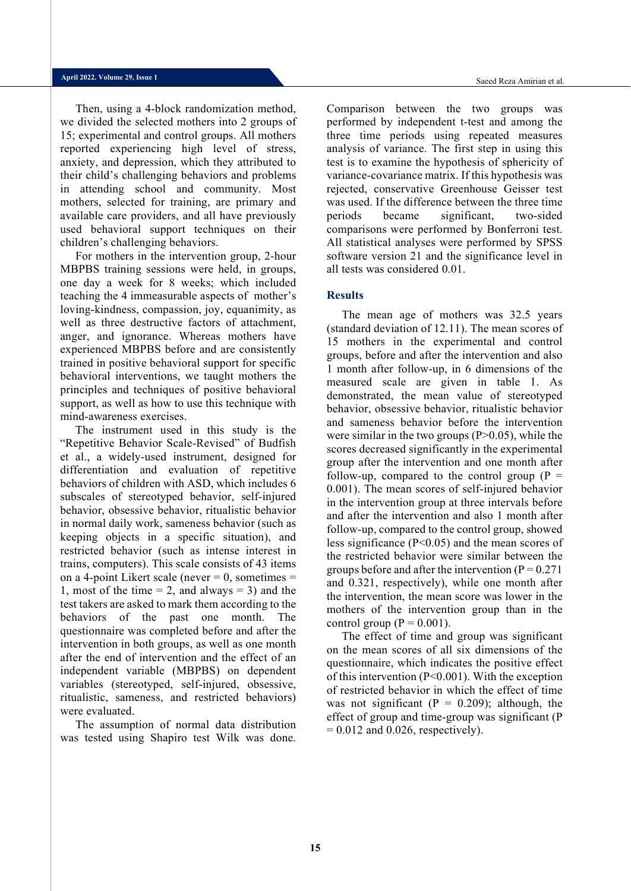Then, using a 4-block randomization method, we divided the selected mothers into 2 groups of 15; experimental and control groups. All mothers reported experiencing high level of stress, anxiety, and depression, which they attributed to their child's challenging behaviors and problems in attending school and community. Most mothers, selected for training, are primary and available care providers, and all have previously used behavioral support techniques on their children's challenging behaviors.

For mothers in the intervention group, 2-hour MBPBS training sessions were held, in groups, one day a week for 8 weeks; which included teaching the 4 immeasurable aspects of mother's loving-kindness, compassion, joy, equanimity, as well as three destructive factors of attachment, anger, and ignorance. Whereas mothers have experienced MBPBS before and are consistently trained in positive behavioral support for specific behavioral interventions, we taught mothers the principles and techniques of positive behavioral support, as well as how to use this technique with mind-awareness exercises.

The instrument used in this study is the "Repetitive Behavior Scale-Revised" of Budfish et al., a widely-used instrument, designed for differentiation and evaluation of repetitive behaviors of children with ASD, which includes 6 subscales of stereotyped behavior, self-injured behavior, obsessive behavior, ritualistic behavior in normal daily work, sameness behavior (such as keeping objects in a specific situation), and restricted behavior (such as intense interest in trains, computers). This scale consists of 43 items on a 4-point Likert scale (never = 0, sometimes = 1, most of the time = 2, and always = 3) and the test takers are asked to mark them according to the behaviors of the past one month. The questionnaire was completed before and after the intervention in both groups, as well as one month after the end of intervention and the effect of an independent variable (MBPBS) on dependent variables (stereotyped, self-injured, obsessive, ritualistic, sameness, and restricted behaviors) were evaluated.

The assumption of normal data distribution was tested using Shapiro test Wilk was done. Comparison between the two groups was performed by independent t-test and among the three time periods using repeated measures analysis of variance. The first step in using this test is to examine the hypothesis of sphericity of variance-covariance matrix. If this hypothesis was rejected, conservative Greenhouse Geisser test was used. If the difference between the three time periods became significant, two-sided comparisons were performed by Bonferroni test. All statistical analyses were performed by SPSS software version 21 and the significance level in all tests was considered 0.01.

## Results

The mean age of mothers was 32.5 years (standard deviation of 12.11). The mean scores of 15 mothers in the experimental and control groups, before and after the intervention and also 1 month after follow-up, in 6 dimensions of the measured scale are given in table 1. As demonstrated, the mean value of stereotyped behavior, obsessive behavior, ritualistic behavior and sameness behavior before the intervention were similar in the two groups ($P>0.05$), while the scores decreased significantly in the experimental group after the intervention and one month after follow-up, compared to the control group ($P = 0.001$). The mean scores of self-injured behavior in the intervention group at three intervals before and after the intervention and also 1 month after follow-up, compared to the control group, showed less significance ($P<0.05$) and the mean scores of the restricted behavior were similar between the groups before and after the intervention ($P = 0.271$ and 0.321, respectively), while one month after the intervention, the mean score was lower in the mothers of the intervention group than in the control group ($P = 0.001$).

The effect of time and group was significant on the mean scores of all six dimensions of the questionnaire, which indicates the positive effect of this intervention ($P<0.001$). With the exception of restricted behavior in which the effect of time was not significant ($P = 0.209$); although, the effect of group and time-group was significant ($P = 0.012$ and 0.026, respectively).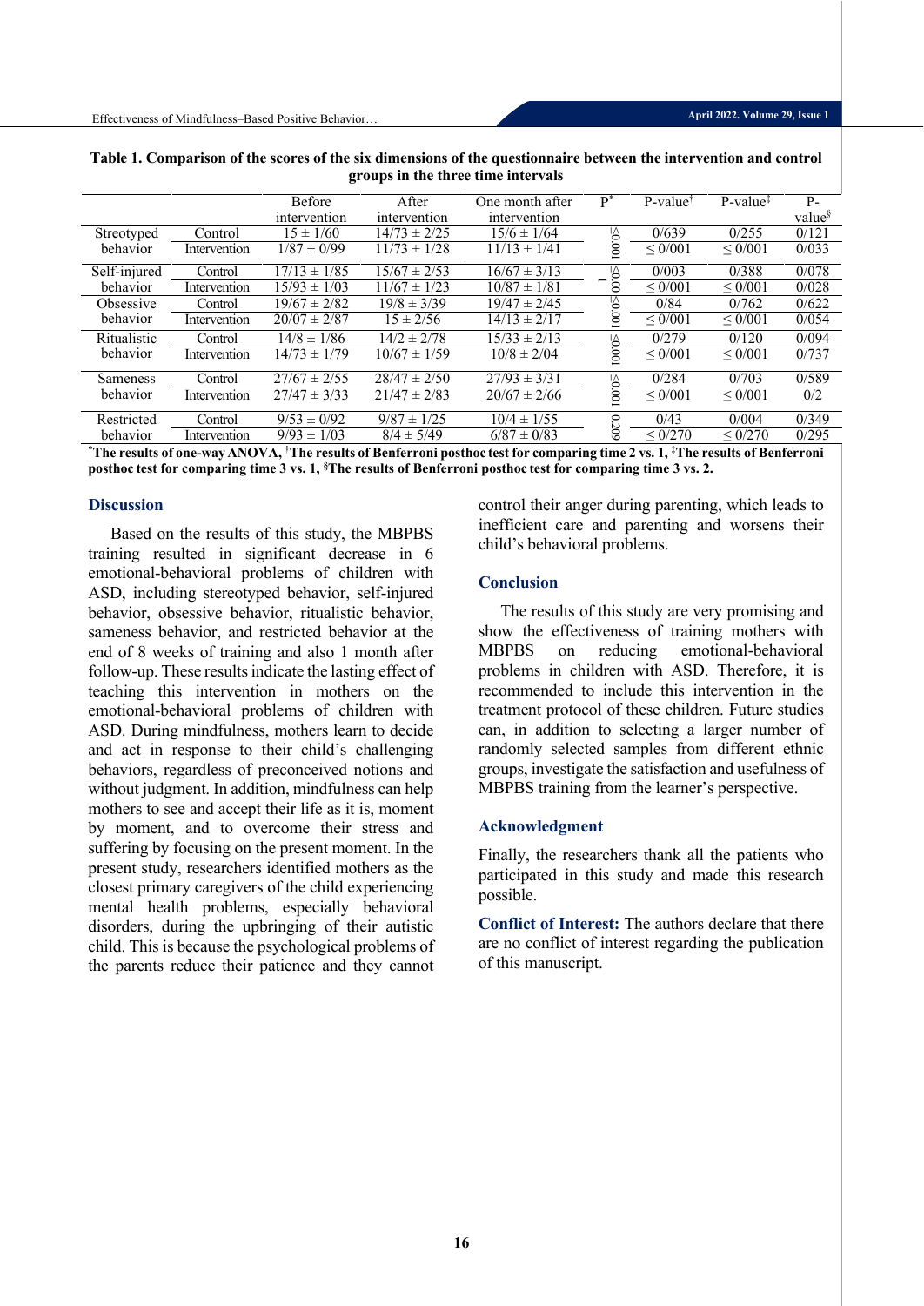**Table 1. Comparison of the scores of the six dimensions of the questionnaire between the intervention and control groups in the three time intervals**

| | | Before intervention | After intervention | One month after intervention | P* | P-value† | P-value‡ | P-value§ |
|---|---|---|---|---|---|---|---|---|
| Streotyped behavior | Control | 15 ± 1/60 | 14/73 ± 2/25 | 15/6 ± 1/64 | ≤0.001 | 0/639 | 0/255 | 0/121 |
| | Intervention | 1/87 ± 0/99 | 11/73 ± 1/28 | 11/13 ± 1/41 | | ≤ 0/001 | ≤ 0/001 | 0/033 |
| Self-injured behavior | Control | 17/13 ± 1/85 | 15/67 ± 2/53 | 16/67 ± 3/13 | ≤0.001 | 0/003 | 0/388 | 0/078 |
| | Intervention | 15/93 ± 1/03 | 11/67 ± 1/23 | 10/87 ± 1/81 | | ≤ 0/001 | ≤ 0/001 | 0/028 |
| Obsessive behavior | Control | 19/67 ± 2/82 | 19/8 ± 3/39 | 19/47 ± 2/45 | ≤0.001 | 0/84 | 0/762 | 0/622 |
| | Intervention | 20/07 ± 2/87 | 15 ± 2/56 | 14/13 ± 2/17 | | ≤ 0/001 | ≤ 0/001 | 0/054 |
| Ritualistic behavior | Control | 14/8 ± 1/86 | 14/2 ± 2/78 | 15/33 ± 2/13 | ≤0.001 | 0/279 | 0/120 | 0/094 |
| | Intervention | 14/73 ± 1/79 | 10/67 ± 1/59 | 10/8 ± 2/04 | | ≤ 0/001 | ≤ 0/001 | 0/737 |
| Sameness behavior | Control | 27/67 ± 2/55 | 28/47 ± 2/50 | 27/93 ± 3/31 | ≤0.001 | 0/284 | 0/703 | 0/589 |
| | Intervention | 27/47 ± 3/33 | 21/47 ± 2/83 | 20/67 ± 2/66 | | ≤ 0/001 | ≤ 0/001 | 0/2 |
| Restricted behavior | Control | 9/53 ± 0/92 | 9/87 ± 1/25 | 10/4 ± 1/55 | 0.209 | 0/43 | 0/004 | 0/349 |
| | Intervention | 9/93 ± 1/03 | 8/4 ± 5/49 | 6/87 ± 0/83 | | ≤ 0/270 | ≤ 0/270 | 0/295 |

**\*The results of one-way ANOVA, †The results of Benferroni posthoc test for comparing time 2 vs. 1, ‡The results of Benferroni posthoc test for comparing time 3 vs. 1, §The results of Benferroni posthoc test for comparing time 3 vs. 2.**

## Discussion

Based on the results of this study, the MBPBS training resulted in significant decrease in 6 emotional-behavioral problems of children with ASD, including stereotyped behavior, self-injured behavior, obsessive behavior, ritualistic behavior, sameness behavior, and restricted behavior at the end of 8 weeks of training and also 1 month after follow-up. These results indicate the lasting effect of teaching this intervention in mothers on the emotional-behavioral problems of children with ASD. During mindfulness, mothers learn to decide and act in response to their child's challenging behaviors, regardless of preconceived notions and without judgment. In addition, mindfulness can help mothers to see and accept their life as it is, moment by moment, and to overcome their stress and suffering by focusing on the present moment. In the present study, researchers identified mothers as the closest primary caregivers of the child experiencing mental health problems, especially behavioral disorders, during the upbringing of their autistic child. This is because the psychological problems of the parents reduce their patience and they cannot control their anger during parenting, which leads to inefficient care and parenting and worsens their child's behavioral problems.

## Conclusion

The results of this study are very promising and show the effectiveness of training mothers with MBPBS on reducing emotional-behavioral problems in children with ASD. Therefore, it is recommended to include this intervention in the treatment protocol of these children. Future studies can, in addition to selecting a larger number of randomly selected samples from different ethnic groups, investigate the satisfaction and usefulness of MBPBS training from the learner's perspective.

## Acknowledgment

Finally, the researchers thank all the patients who participated in this study and made this research possible.

**Conflict of Interest:** The authors declare that there are no conflict of interest regarding the publication of this manuscript.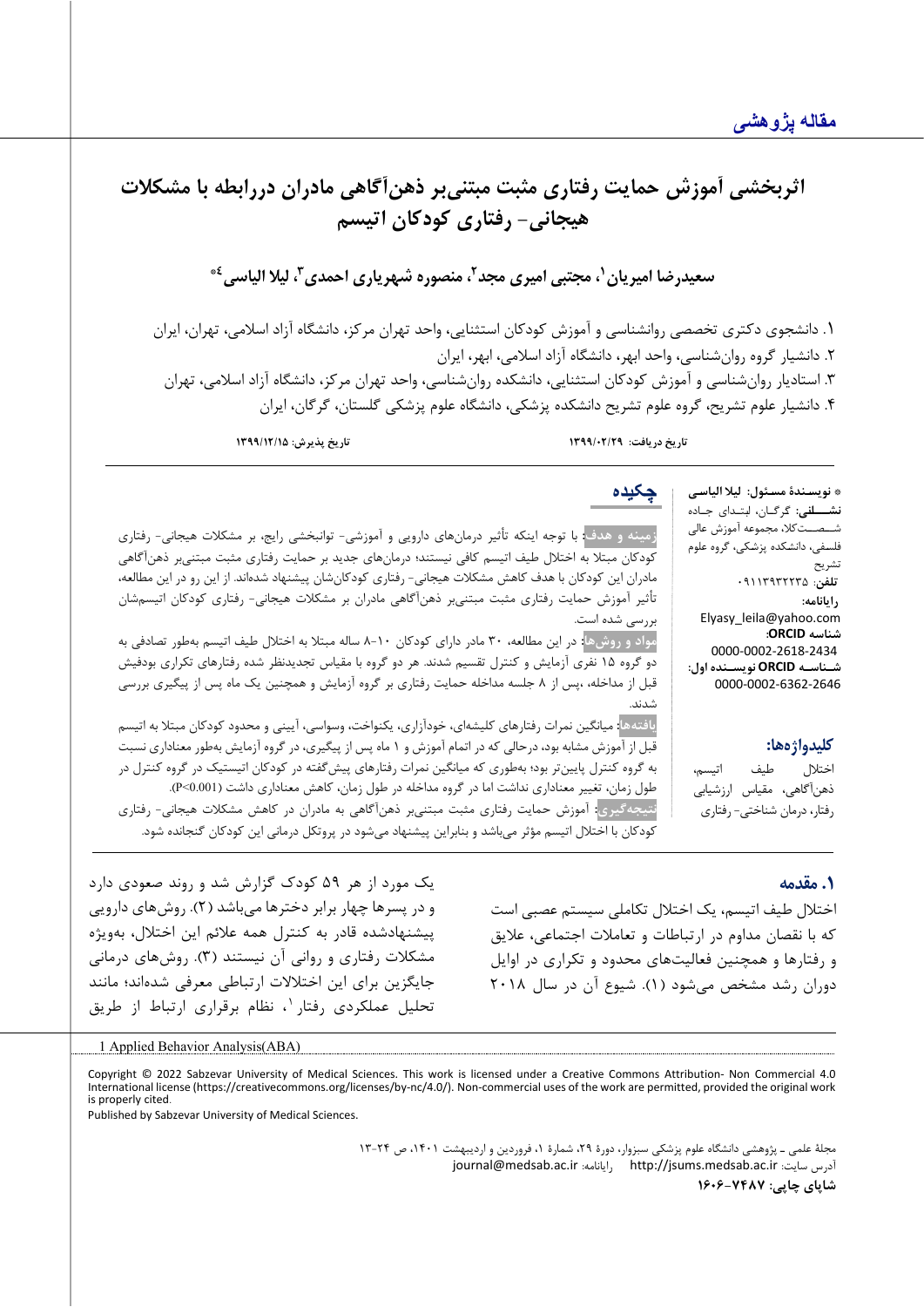**مقاله پژوهشی**

# اثربخشی آموزش حمایت رفتاری مثبت مبتنی‌بر ذهن‌آگاهی مادران دررابطه با مشکلات هیجانی- رفتاری کودکان اتیسم

**سعیدرضا امیریان[1]، مجتبی امیری مجد[2]، منصوره شهریاری احمدی[3]، لیلا الیاسی[4]***

۱. دانشجوی دکتری تخصصی روانشناسی و آموزش کودکان استثنایی، واحد تهران مرکز، دانشگاه آزاد اسلامی، تهران، ایران
۲. دانشیار گروه روان‌شناسی، واحد ابهر، دانشگاه آزاد اسلامی، ابهر، ایران
۳. استادیار روان‌شناسی و آموزش کودکان استثنایی، دانشکده روان‌شناسی، واحد تهران مرکز، دانشگاه آزاد اسلامی، تهران
۴. دانشیار علوم تشریح، گروه علوم تشریح دانشکده پزشکی، دانشگاه علوم پزشکی گلستان، گرگان، ایران

تاریخ دریافت: ۱۳۹۹/۰۲/۲۹ تاریخ پذیرش: ۱۳۹۹/۱۲/۱۵

* **نویسندهٔ مسئول: لیلا الیاسی**
**نشانی:** گرگان، ابتدای جاده شصت‌کلا، مجموعه آموزش عالی فلسفی، دانشکده پزشکی، گروه علوم تشریح
**تلفن:** ۰۹۱۱۳۹۳۲۲۳۵
**رایانامه:** Elyasy_leila@yahoo.com
**شناسه ORCID:** 0000-0002-2618-2434
**شناسه ORCID نویسنده اول:** 0000-0002-6362-2646

## چکیده

**زمینه و هدف:** با توجه اینکه تأثیر درمان‌های دارویی و آموزشی- توانبخشی رایج، بر مشکلات هیجانی- رفتاری کودکان مبتلا به اختلال طیف اتیسم کافی نیستند؛ درمان‌های جدید بر حمایت رفتاری مثبت مبتنی‌بر ذهن‌آگاهی مادران این کودکان با هدف کاهش مشکلات هیجانی- رفتاری کودکان‌شان پیشنهاد شده‌اند. از این رو در این مطالعه، تأثیر آموزش حمایت رفتاری مثبت مبتنی‌بر ذهن‌آگاهی مادران بر مشکلات هیجانی- رفتاری کودکان اتیسم‌شان بررسی شده است.

**مواد و روش‌ها:** در این مطالعه، ۳۰ مادر دارای کودکان ۱۰-۸ ساله مبتلا به اختلال طیف اتیسم به‌طور تصادفی به دو گروه ۱۵ نفری آزمایش و کنترل تقسیم شدند. هر دو گروه با مقیاس تجدیدنظر شده رفتارهای تکراری بودفیش قبل از مداخله، پس از ۸ جلسه مداخله حمایت رفتاری بر گروه آزمایش و همچنین یک ماه پس از پیگیری بررسی شدند.

**یافته‌ها:** میانگین نمرات رفتارهای کلیشه‌ای، خودآزاری، یکنواخت، وسواسی، آیینی و محدود کودکان مبتلا به اتیسم قبل از آموزش مشابه بود، درحالی که در اتمام آموزش و ۱ ماه پس از پیگیری، در گروه آزمایش به‌طور معناداری نسبت به گروه کنترل پایین‌تر بود؛ به‌طوری که میانگین نمرات رفتارهای پیش‌گفته در کودکان اتیستیک در گروه کنترل در طول زمان، تغییر معناداری نداشت اما در گروه مداخله در طول زمان، کاهش معناداری داشت ($P<0.001$).

**نتیجه‌گیری:** آموزش حمایت رفتاری مثبت مبتنی‌بر ذهن‌آگاهی به مادران در کاهش مشکلات هیجانی- رفتاری کودکان با اختلال اتیسم مؤثر می‌باشد و بنابراین پیشنهاد می‌شود در پروتکل درمانی این کودکان گنجانده شود.

**کلیدواژه‌ها:** اختلال طیف اتیسم، ذهن‌آگاهی، مقیاس ارزشیابی رفتار، درمان شناختی- رفتاری

## ۱. مقدمه

اختلال طیف اتیسم، یک اختلال تکاملی سیستم عصبی است که با نقصان مداوم در ارتباطات و تعاملات اجتماعی، علایق و رفتارها و همچنین فعالیت‌های محدود و تکراری در اوایل دوران رشد مشخص می‌شود (۱). شیوع آن در سال ۲۰۱۸ یک مورد از هر ۵۹ کودک گزارش شد و روند صعودی دارد و در پسرها چهار برابر دخترها می‌باشد (۲). روش‌های دارویی پیشنهادشده قادر به کنترل همه علائم این اختلال، به‌ویژه مشکلات رفتاری و روانی آن نیستند (۳). روش‌های درمانی جایگزین برای این اختلالات ارتباطی معرفی شده‌اند؛ مانند تحلیل عملکردی رفتار[1]، نظام برقراری ارتباط از طریق

1 Applied Behavior Analysis(ABA)

Copyright © 2022 Sabzevar University of Medical Sciences. This work is licensed under a Creative Commons Attribution- Non Commercial 4.0 International license (https://creativecommons.org/licenses/by-nc/4.0/). Non-commercial uses of the work are permitted, provided the original work is properly cited.
Published by Sabzevar University of Medical Sciences.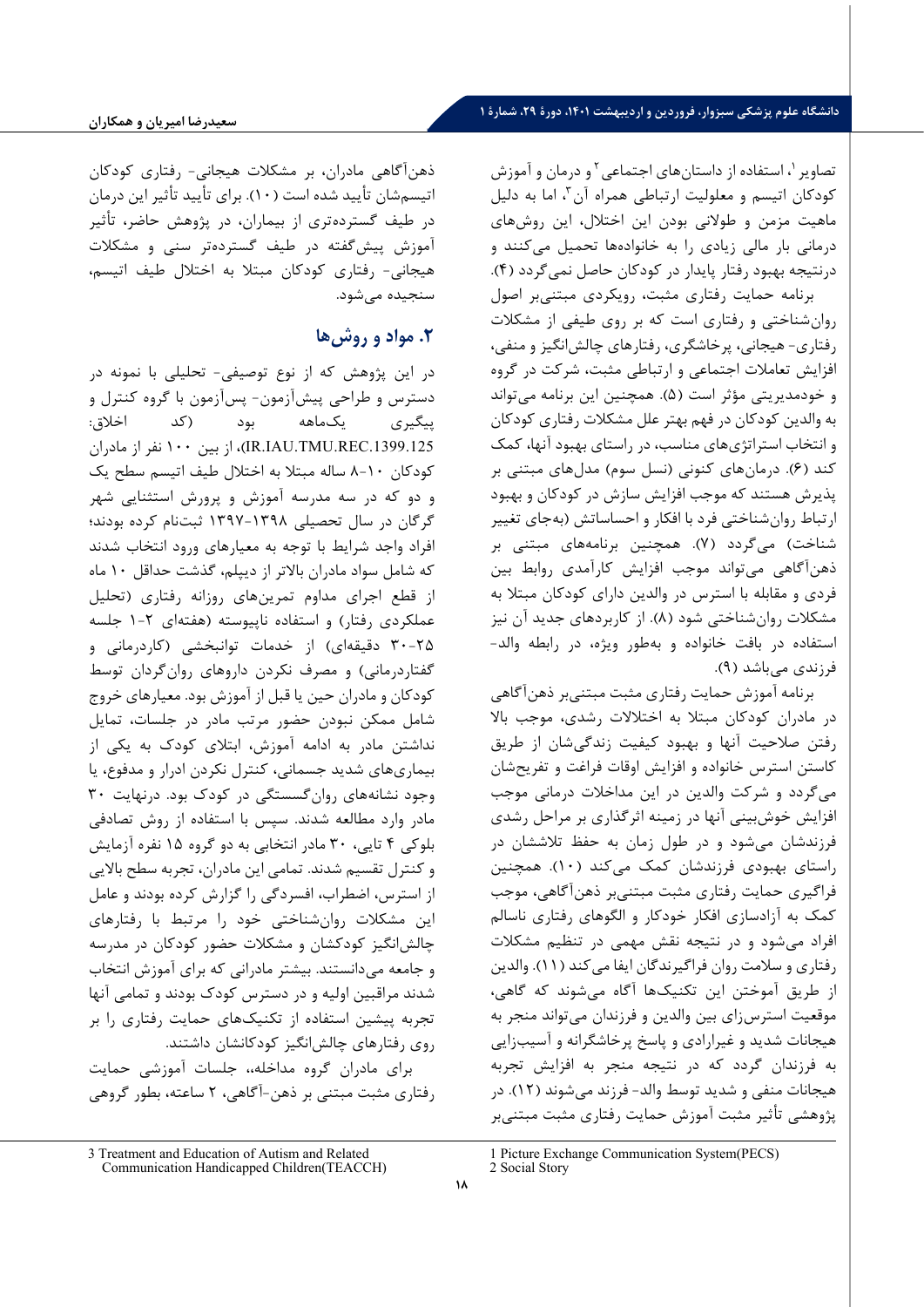تصاویر[1]، استفاده از داستان‌های اجتماعی[2] و درمان و آموزش کودکان اتیسم و معلولیت ارتباطی همراه آن[3]، اما به دلیل ماهیت مزمن و طولانی بودن این اختلال، این روش‌های درمانی بار مالی زیادی را به خانواده‌ها تحمیل می‌کنند و درنتیجه بهبود رفتار پایدار در کودکان حاصل نمی‌گردد (۴).

برنامه حمایت رفتاری مثبت، رویکردی مبتنی‌بر اصول روان‌شناختی و رفتاری است که بر روی طیفی از مشکلات رفتاری- هیجانی، پرخاشگری، رفتارهای چالش‌انگیز و منفی، افزایش تعاملات اجتماعی و ارتباطی مثبت، شرکت در گروه و خودمدیریتی مؤثر است (۵). همچنین این برنامه می‌تواند به والدین کودکان در فهم بهتر علل مشکلات رفتاری کودکان و انتخاب استراتژی‌های مناسب، در راستای بهبود آنها، کمک کند (۶). درمان‌های کنونی (نسل سوم) مدل‌های مبتنی بر پذیرش هستند که موجب افزایش سازش در کودکان و بهبود ارتباط روان‌شناختی فرد با افکار و احساساتش (به‌جای تغییر شناخت) می‌گردد (۷). همچنین برنامه‌های مبتنی بر ذهن‌آگاهی می‌تواند موجب افزایش کارآمدی روابط بین فردی و مقابله با استرس در والدین دارای کودکان مبتلا به مشکلات روان‌شناختی شود (۸). از کاربردهای جدید آن نیز استفاده در بافت خانواده و به‌طور ویژه، در رابطه والد-فرزندی می‌باشد (۹).

برنامه آموزش حمایت رفتاری مثبت مبتنی‌بر ذهن‌آگاهی در مادران کودکان مبتلا به اختلالات رشدی، موجب بالا رفتن صلاحیت آنها و بهبود کیفیت زندگی‌شان از طریق کاستن استرس خانواده و افزایش اوقات فراغت و تفریح‌شان می‌گردد و شرکت والدین در این مداخلات درمانی موجب افزایش خوش‌بینی آنها در زمینه اثرگذاری بر مراحل رشدی فرزندشان می‌شود و در طول زمان به حفظ تلاششان در راستای بهبودی فرزندشان کمک می‌کند (۱۰). همچنین فراگیری حمایت رفتاری مثبت مبتنی‌بر ذهن‌آگاهی، موجب کمک به آزادسازی افکار خودکار و الگوهای رفتاری ناسالم افراد می‌شود و در نتیجه نقش مهمی در تنظیم مشکلات رفتاری و سلامت روان فراگیرندگان ایفا می‌کند (۱۱). والدین از طریق آموختن این تکنیک‌ها آگاه می‌شوند که گاهی، موقعیت استرس‌زای بین والدین و فرزندان می‌تواند منجر به هیجانات شدید و غیرارادی و پاسخ پرخاشگرانه و آسیب‌زایی به فرزندان گردد که در نتیجه منجر به افزایش تجربه هیجانات منفی و شدید توسط والد- فرزند می‌شوند (۱۲). در پژوهشی تأثیر مثبت آموزش حمایت رفتاری مثبت مبتنی‌بر ذهن‌آگاهی مادران، بر مشکلات هیجانی- رفتاری کودکان اتیسم‌شان تأیید شده است (۱۰). برای تأیید تأثیر این درمان در طیف گسترده‌تری از بیماران، در پژوهش حاضر، تأثیر آموزش پیش‌گفته در طیف گسترده‌تر سنی و مشکلات هیجانی- رفتاری کودکان مبتلا به اختلال طیف اتیسم، سنجیده می‌شود.

## ۲. مواد و روش‌ها

در این پژوهش که از نوع توصیفی- تحلیلی با نمونه در دسترس و طراحی پیش‌آزمون- پس‌آزمون با گروه کنترل و پیگیری یک‌ماهه بود (کد اخلاق: IR.IAU.TMU.REC.1399.125)، از بین ۱۰۰ نفر از مادران کودکان ۱۰-۸ ساله مبتلا به اختلال طیف اتیسم سطح یک و دو که در سه مدرسه آموزش و پرورش استثنایی شهر گرگان در سال تحصیلی ۱۳۹۸-۱۳۹۷ ثبت‌نام کرده بودند؛ افراد واجد شرایط با توجه به معیارهای ورود انتخاب شدند که شامل سواد مادران بالاتر از دیپلم، گذشت حداقل ۱۰ ماه از قطع اجرای مداوم تمرین‌های روزانه رفتاری (تحلیل عملکردی رفتار) و استفاده ناپیوسته (هفته‌ای ۲-۱ جلسه ۳۰-۲۵ دقیقه‌ای) از خدمات توانبخشی (کاردرمانی و گفتاردرمانی) و مصرف نکردن داروهای روان‌گردان توسط کودکان و مادران حین یا قبل از آموزش بود. معیارهای خروج شامل ممکن نبودن حضور مرتب مادر در جلسات، تمایل نداشتن مادر به ادامه آموزش، ابتلای کودک به یکی از بیماری‌های شدید جسمانی، کنترل نکردن ادرار و مدفوع، یا وجود نشانه‌های روان‌گسستگی در کودک بود. درنهایت ۳۰ مادر وارد مطالعه شدند. سپس با استفاده از روش تصادفی بلوکی ۴ تایی، ۳۰ مادر انتخابی به دو گروه ۱۵ نفره آزمایش و کنترل تقسیم شدند. تمامی این مادران، تجربه سطح بالایی از استرس، اضطراب، افسردگی را گزارش کرده بودند و عامل این مشکلات روان‌شناختی خود را مرتبط با رفتارهای چالش‌انگیز کودکشان و مشکلات حضور کودکان در مدرسه و جامعه می‌دانستند. بیشتر مادرانی که برای آموزش انتخاب شدند مراقبین اولیه و در دسترس کودک بودند و تمامی آنها تجربه پیشین استفاده از تکنیک‌های حمایت رفتاری را بر روی رفتارهای چالش‌انگیز کودکانشان داشتند.

برای مادران گروه مداخله، جلسات آموزشی حمایت رفتاری مثبت مبتنی بر ذهن-آگاهی، ۲ ساعته، بطور گروهی

---

1 Picture Exchange Communication System(PECS)

2 Social Story

3 Treatment and Education of Autism and Related Communication Handicapped Children(TEACCH)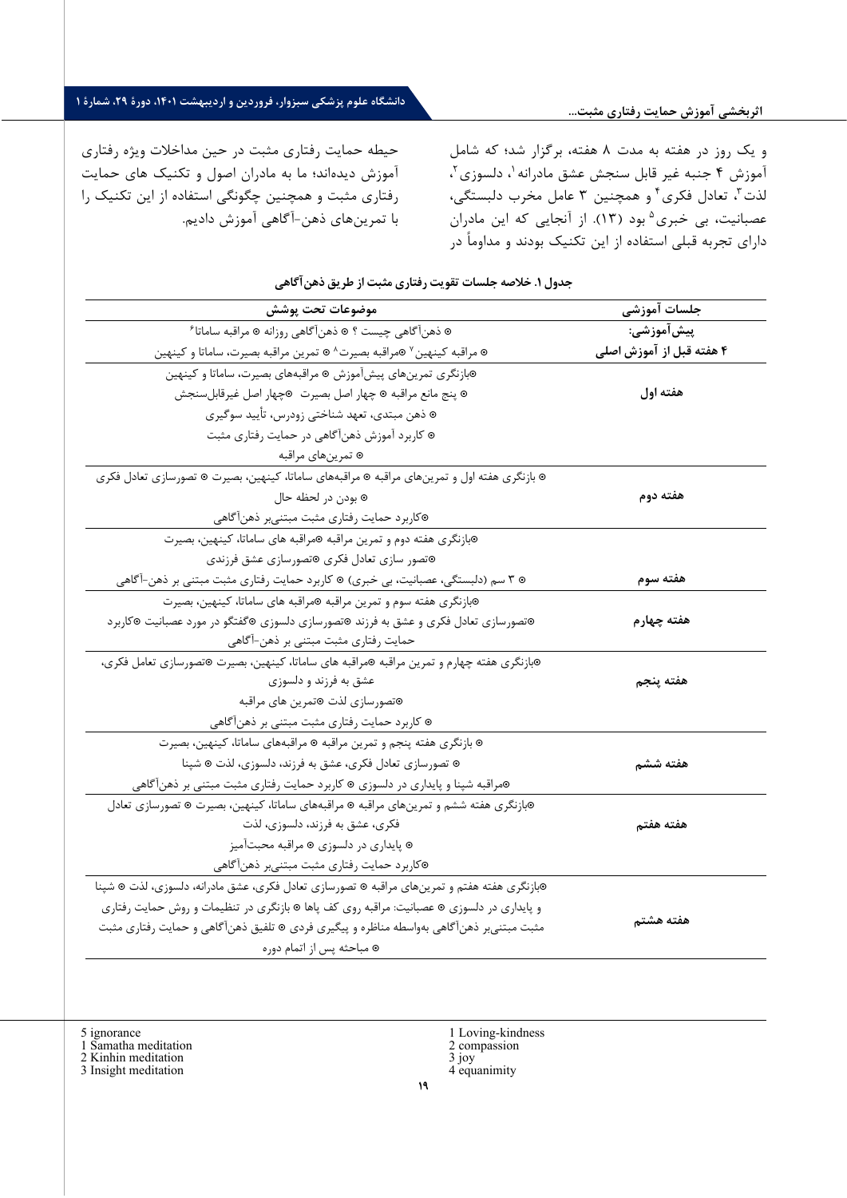و یک روز در هفته به مدت ۸ هفته، برگزار شد؛ که شامل آموزش ۴ جنبه غیر قابل سنجش عشق مادرانه[1]، دلسوزی[2]، لذت[3]، تعادل فکری[4] و همچنین ۳ عامل مخرب دلبستگی، عصبانیت، بی خبری[5] بود (۱۳). از آنجایی که این مادران دارای تجربه قبلی استفاده از این تکنیک بودند و مداوماً در حیطه حمایت رفتاری مثبت در حین مداخلات ویژه رفتاری آموزش دیده‌اند؛ ما به مادران اصول و تکنیک های حمایت رفتاری مثبت و همچنین چگونگی استفاده از این تکنیک را با تمرین‌های ذهن-آگاهی آموزش دادیم.

**جدول ۱. خلاصه جلسات تقویت رفتاری مثبت از طریق ذهن‌آگاهی**

| جلسات آموزشی | موضوعات تحت پوشش |
|---|---|
| **پیش‌آموزشی: ۴ هفته قبل از آموزش اصلی** | ⊙ ذهن‌آگاهی چیست ؟ ⊙ ذهن‌آگاهی روزانه ⊙ مراقبه ساماتا[6] ⊙ مراقبه کینهین[7] ⊙مراقبه بصیرت[8] ⊙ تمرین مراقبه بصیرت، ساماتا و کینهین |
| **هفته اول** | ⊙بازنگری تمرین‌های پیش‌آموزش ⊙ مراقبه‌های بصیرت، ساماتا و کینهین ⊙ پنج مانع مراقبه ⊙ چهار اصل بصیرت ⊙چهار اصل غیرقابل‌سنجش ⊙ ذهن مبتدی، تعهد شناختی زودرس، تأیید سوگیری ⊙ کاربرد آموزش ذهن‌آگاهی در حمایت رفتاری مثبت ⊙ تمرین‌های مراقبه |
| **هفته دوم** | ⊙ بازنگری هفته اول و تمرین‌های مراقبه ⊙ مراقبه‌های ساماتا، کینهین، بصیرت ⊙ تصورسازی تعادل فکری ⊙ بودن در لحظه حال ⊙کاربرد حمایت رفتاری مثبت مبتنی‌بر ذهن‌آگاهی |
| **هفته سوم** | ⊙بازنگری هفته دوم و تمرین مراقبه ⊙مراقبه های ساماتا، کینهین، بصیرت ⊙تصور سازی تعادل فکری ⊙تصورسازی عشق فرزندی ⊙ ۳ سم (دلبستگی، عصبانیت، بی خبری) ⊙ کاربرد حمایت رفتاری مثبت مبتنی بر ذهن-آگاهی |
| **هفته چهارم** | ⊙بازنگری هفته سوم و تمرین مراقبه ⊙مراقبه های ساماتا، کینهین، بصیرت ⊙تصورسازی تعادل فکری و عشق به فرزند ⊙تصورسازی دلسوزی ⊙گفتگو در مورد عصبانیت ⊙کاربرد حمایت رفتاری مثبت مبتنی بر ذهن-آگاهی |
| **هفته پنجم** | ⊙بازنگری هفته چهارم و تمرین مراقبه ⊙مراقبه های ساماتا، کینهین، بصیرت ⊙تصورسازی تعامل فکری، عشق به فرزند و دلسوزی ⊙تصورسازی لذت ⊙تمرین های مراقبه ⊙ کاربرد حمایت رفتاری مثبت مبتنی بر ذهن‌آگاهی |
| **هفته ششم** | ⊙ بازنگری هفته پنجم و تمرین مراقبه ⊙ مراقبه‌های ساماتا، کینهین، بصیرت ⊙ تصورسازی تعادل فکری، عشق به فرزند، دلسوزی، لذت ⊙ شپنا ⊙مراقبه شپنا و پایداری در دلسوزی ⊙ کاربرد حمایت رفتاری مثبت مبتنی بر ذهن‌آگاهی |
| **هفته هفتم** | ⊙بازنگری هفته ششم و تمرین‌های مراقبه ⊙ مراقبه‌های ساماتا، کینهین، بصیرت ⊙ تصورسازی تعادل فکری، عشق به فرزند، دلسوزی، لذت ⊙ پایداری در دلسوزی ⊙ مراقبه محبت‌آمیز ⊙کاربرد حمایت رفتاری مثبت مبتنی‌بر ذهن‌آگاهی |
| **هفته هشتم** | ⊙بازنگری هفته هفتم و تمرین‌های مراقبه ⊙ تصورسازی تعادل فکری، عشق مادرانه، دلسوزی، لذت ⊙ شپنا و پایداری در دلسوزی ⊙ عصبانیت: مراقبه روی کف پاها ⊙ بازنگری در تنظیمات و روش حمایت رفتاری مثبت مبتنی‌بر ذهن‌آگاهی به‌واسطه مناظره و پیگیری فردی ⊙ تلفیق ذهن‌آگاهی و حمایت رفتاری مثبت ⊙ مباحثه پس از اتمام دوره |

---

1 Loving-kindness
2 compassion
3 joy
4 equanimity
5 ignorance
1 Samatha meditation
2 Kinhin meditation
3 Insight meditation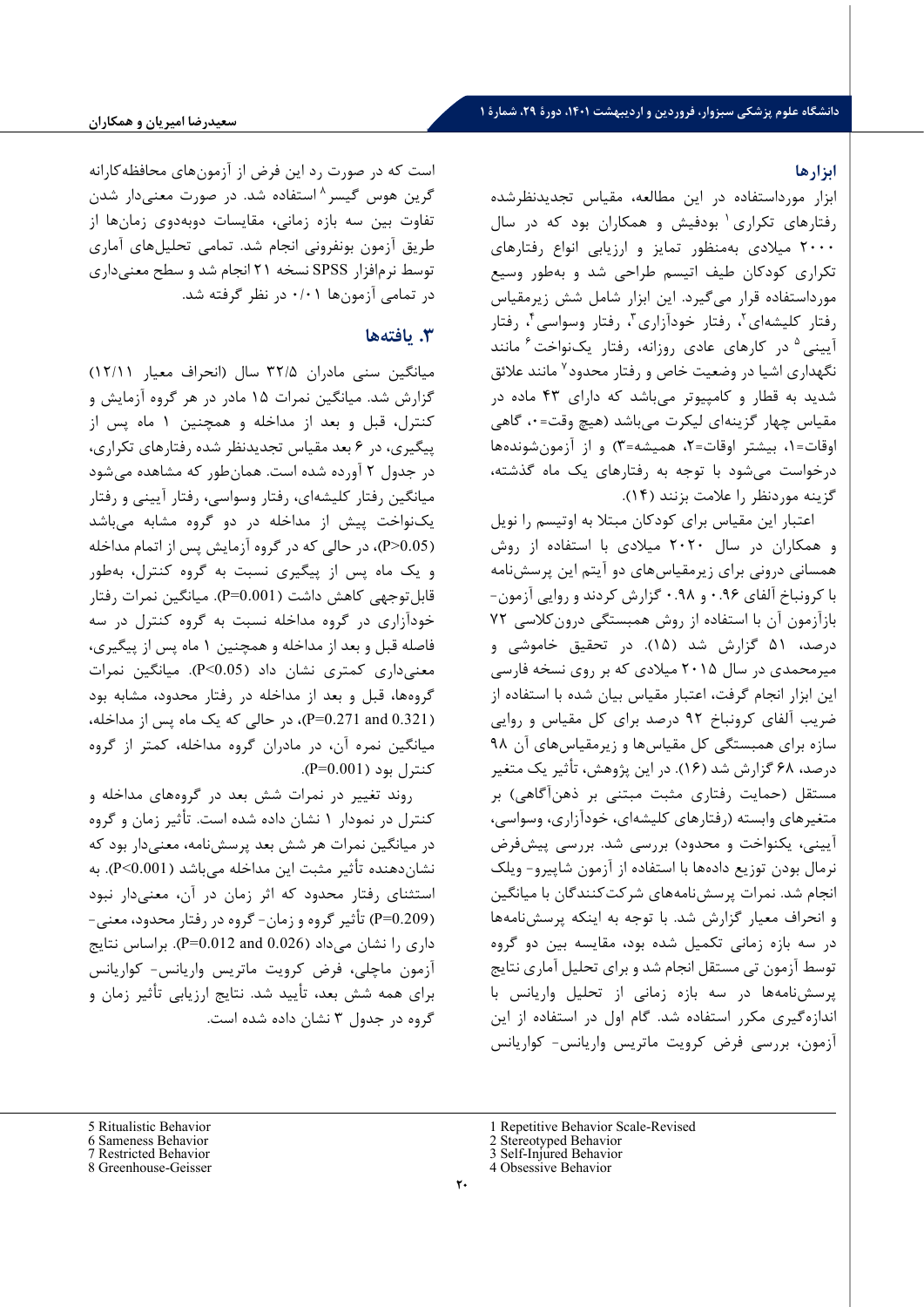### ابزارها

ابزار مورداستفاده در این مطالعه، مقیاس تجدیدنظرشده رفتارهای تکراری[1] بودفیش و همکاران بود که در سال ۲۰۰۰ میلادی به‌منظور تمایز و ارزیابی انواع رفتارهای تکراری کودکان طیف اتیسم طراحی شد و به‌طور وسیع مورداستفاده قرار می‌گیرد. این ابزار شامل شش زیرمقیاس رفتار کلیشه‌ای[2]، رفتار خودآزاری[3]، رفتار وسواسی[4]، رفتار آیینی[5] در کارهای عادی روزانه، رفتار یکنواخت[6] مانند نگهداری اشیا در وضعیت خاص و رفتار محدود[7] مانند علائق شدید به قطار و کامپیوتر می‌باشد که دارای ۴۳ ماده در مقیاس چهار گزینه‌ای لیکرت می‌باشد (هیچ وقت=۰، گاهی اوقات=۱، بیشتر اوقات=۲، همیشه=۳) و از آزمون‌شونده‌ها درخواست می‌شود با توجه به رفتارهای یک ماه گذشته، گزینه موردنظر را علامت بزنند (۱۴).

اعتبار این مقیاس برای کودکان مبتلا به اوتیسم را نویل و همکاران در سال ۲۰۲۰ میلادی با استفاده از روش همسانی درونی برای زیرمقیاس‌های دو آیتم این پرسش‌نامه با کرونباخ آلفای ۰.۹۶ و ۰.۹۸ گزارش کردند و روایی آزمون- بازآزمون آن با استفاده از روش همبستگی درون‌کلاسی ۷۲ درصد، ۵۱ گزارش شد (۱۵). در تحقیق خاموشی و میرمحمدی در سال ۲۰۱۵ میلادی که بر روی نسخه فارسی این ابزار انجام گرفت، اعتبار مقیاس بیان شده با استفاده از ضریب آلفای کرونباخ ۹۲ درصد برای کل مقیاس و روایی سازه برای همبستگی کل مقیاس‌ها و زیرمقیاس‌های آن ۹۸ درصد، ۶۸ گزارش شد (۱۶). در این پژوهش، تأثیر یک متغیر مستقل (حمایت رفتاری مثبت مبتنی بر ذهن‌آگاهی) بر متغیرهای وابسته (رفتارهای کلیشه‌ای، خودآزاری، وسواسی، آیینی، یکنواخت و محدود) بررسی شد. بررسی پیش‌فرض نرمال بودن توزیع داده‌ها با استفاده از آزمون شاپیرو- ویلک انجام شد. نمرات پرسش‌نامه‌های شرکت‌کنندگان با میانگین و انحراف معیار گزارش شد. با توجه به اینکه پرسش‌نامه‌ها در سه بازه زمانی تکمیل شده بود، مقایسه بین دو گروه توسط آزمون تی مستقل انجام شد و برای تحلیل آماری نتایج پرسش‌نامه‌ها در سه بازه زمانی از تحلیل واریانس با اندازه‌گیری مکرر استفاده شد. گام اول در استفاده از این آزمون، بررسی فرض کرویت ماتریس واریانس- کوواریانس است که در صورت رد این فرض از آزمون‌های محافظه‌کارانه گرین هوس گیسر[8] استفاده شد. در صورت معنی‌دار شدن تفاوت بین سه بازه زمانی، مقایسات دوبه‌دوی زمان‌ها از طریق آزمون بونفرونی انجام شد. تمامی تحلیل‌های آماری توسط نرم‌افزار SPSS نسخه ۲۱ انجام شد و سطح معنی‌داری در تمامی آزمون‌ها ۰/۰۱ در نظر گرفته شد.

## ۳. یافته‌ها

میانگین سنی مادران ۳۲/۵ سال (انحراف معیار ۱۲/۱۱) گزارش شد. میانگین نمرات ۱۵ مادر در هر گروه آزمایش و کنترل، قبل و بعد از مداخله و همچنین ۱ ماه پس از پیگیری، در ۶ بعد مقیاس تجدیدنظر شده رفتارهای تکراری، در جدول ۲ آورده شده است. همان‌طور که مشاهده می‌شود میانگین رفتار کلیشه‌ای، رفتار وسواسی، رفتار آیینی و رفتار یکنواخت پیش از مداخله در دو گروه مشابه می‌باشد ($P>0.05$)، در حالی که در گروه آزمایش پس از اتمام مداخله و یک ماه پس از پیگیری نسبت به گروه کنترل، به‌طور قابل‌توجهی کاهش داشت ($P=0.001$). میانگین نمرات رفتار خودآزاری در گروه مداخله نسبت به گروه کنترل در سه فاصله قبل و بعد از مداخله و همچنین ۱ ماه پس از پیگیری، معنی‌داری کمتری نشان داد ($P<0.05$). میانگین نمرات گروه‌ها، قبل و بعد از مداخله در رفتار محدود، مشابه بود ($P=0.271$ and $0.321$)، در حالی که یک ماه پس از مداخله، میانگین نمره آن، در مادران گروه مداخله، کمتر از گروه کنترل بود ($P=0.001$).

روند تغییر در نمرات شش بعد در گروه‌های مداخله و کنترل در نمودار ۱ نشان داده شده است. تأثیر زمان و گروه در میانگین نمرات هر شش بعد پرسش‌نامه، معنی‌دار بود که نشان‌دهنده تأثیر مثبت این مداخله می‌باشد ($P<0.001$). به استثنای رفتار محدود که اثر زمان در آن، معنی‌دار نبود ($P=0.209$) تأثیر گروه و زمان- گروه در رفتار محدود، معنی‌داری را نشان می‌داد ($P=0.012$ and $0.026$). براساس نتایج آزمون ماچلی، فرض کرویت ماتریس واریانس- کوواریانس برای همه شش بعد، تأیید شد. نتایج ارزیابی تأثیر زمان و گروه در جدول ۳ نشان داده شده است.

---

1 Repetitive Behavior Scale-Revised
2 Stereotyped Behavior
3 Self-Injured Behavior
4 Obsessive Behavior
5 Ritualistic Behavior
6 Sameness Behavior
7 Restricted Behavior
8 Greenhouse-Geisser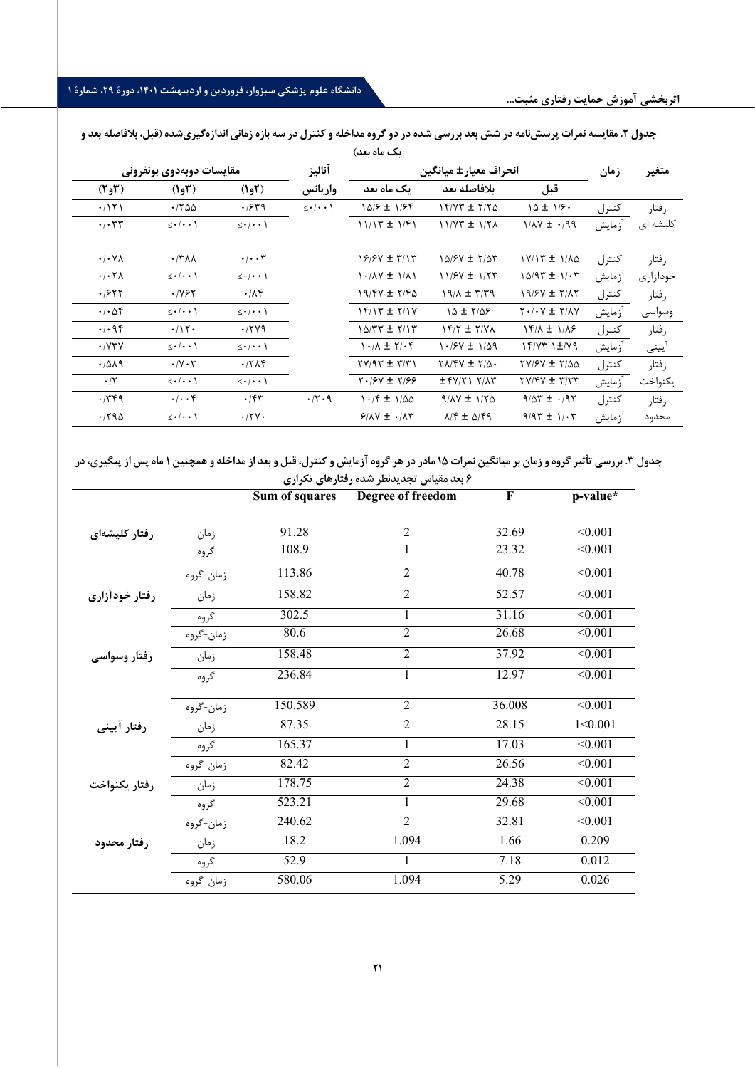جدول ۲. مقایسه نمرات پرسش‌نامه در شش بعد بررسی شده در دو گروه مداخله و کنترل در سه بازه زمانی اندازه‌گیری‌شده (قبل، بلافاصله بعد و یک ماه بعد)

| متغیر | زمان | انحراف معیار± میانگین | | | آنالیز واریانس | مقایسات دوبه‌دوی بونفرونی | | |
|---|---|---|---|---|---|---|---|---|
| | | قبل | بلافاصله بعد | یک ماه بعد | | (۱و۲) | (۱و۳) | (۲و۳) |
| رفتار کلیشه ای | کنترل | ۱۵ ± ۱/۶۰ | ۱۴/۷۳ ± ۲/۲۵ | ۱۵/۶ ± ۱/۶۴ | ≤۰/۰۰۱ | ۰/۶۳۹ | ۰/۲۵۵ | ۰/۱۲۱ |
| | آزمایش | ۱/۸۷ ± ۰/۹۹ | ۱۱/۷۳ ± ۱/۲۸ | ۱۱/۱۳ ± ۱/۴۱ | | ≤۰/۰۰۱ | ≤۰/۰۰۱ | ۰/۰۳۳ |
| رفتار خودآزاری | کنترل | ۱۷/۱۳ ± ۱/۸۵ | ۱۵/۶۷ ± ۲/۵۳ | ۱۶/۶۷ ± ۳/۱۳ | | ۰/۰۰۳ | ۰/۳۸۸ | ۰/۰۷۸ |
| | آزمایش | ۱۵/۹۳ ± ۱/۰۳ | ۱۱/۶۷ ± ۱/۳۳ | ۱۰/۸۷ ± ۱/۸۱ | | ≤۰/۰۰۱ | ≤۰/۰۰۱ | ۰/۰۲۸ |
| رفتار وسواسی | کنترل | ۱۹/۶۷ ± ۲/۸۲ | ۱۹/۸ ± ۳/۳۹ | ۱۹/۴۷ ± ۲/۴۵ | | ۰/۸۴ | ۰/۷۶۲ | ۰/۶۲۲ |
| | آزمایش | ۲۰/۰۷ ± ۲/۸۷ | ۱۵ ± ۲/۵۶ | ۱۴/۱۳ ± ۲/۱۷ | | ≤۰/۰۰۱ | ≤۰/۰۰۱ | ۰/۰۵۴ |
| رفتار آیینی | کنترل | ۱۴/۸ ± ۱/۸۶ | ۱۴/۲ ± ۲/۷۸ | ۱۵/۳۳ ± ۲/۱۳ | | ۰/۲۷۹ | ۰/۱۲۰ | ۰/۰۹۴ |
| | آزمایش | ۱۴/۷۳ ۱±/۷۹ | ۱۰/۶۷ ± ۱/۵۹ | ۱۰/۸ ± ۲/۰۴ | | ≤۰/۰۰۱ | ≤۰/۰۰۱ | ۰/۷۳۷ |
| رفتار یکنواخت | کنترل | ۲۷/۶۷ ± ۲/۵۵ | ۲۸/۴۷ ± ۲/۵۰ | ۲۷/۹۳ ± ۳/۳۱ | | ۰/۲۸۴ | ۰/۷۰۳ | ۰/۵۸۹ |
| | آزمایش | ۲۷/۴۷ ± ۳/۳۳ | ±۴۷/۲۱ ۲/۸۳ | ۲۰/۶۷ ± ۲/۶۶ | | ≤۰/۰۰۱ | ≤۰/۰۰۱ | ۰/۲ |
| رفتار محدود | کنترل | ۹/۵۳ ± ۰/۹۲ | ۹/۸۷ ± ۱/۲۵ | ۱۰/۴ ± ۱/۵۵ | ۰/۲۰۹ | ۰/۴۳ | ۰/۰۰۴ | ۰/۳۴۹ |
| | آزمایش | ۹/۹۳ ± ۱/۰۳ | ۸/۴ ± ۵/۴۹ | ۶/۸۷ ± ۰/۸۳ | | ۰/۲۷۰ | ≤۰/۰۰۱ | ۰/۲۹۵ |

جدول ۳. بررسی تأثیر گروه و زمان بر میانگین نمرات ۱۵ مادر در هر گروه آزمایش و کنترل، قبل و بعد از مداخله و همچنین ۱ ماه پس از پیگیری، در ۶ بعد مقیاس تجدیدنظر شده رفتارهای تکراری

| | | Sum of squares | Degree of freedom | F | p-value* |
|---|---|---|---|---|---|
| رفتار کلیشه‌ای | زمان | 91.28 | 2 | 32.69 | <0.001 |
| | گروه | 108.9 | 1 | 23.32 | <0.001 |
| | زمان-گروه | 113.86 | 2 | 40.78 | <0.001 |
| رفتار خودآزاری | زمان | 158.82 | 2 | 52.57 | <0.001 |
| | گروه | 302.5 | 1 | 31.16 | <0.001 |
| | زمان-گروه | 80.6 | 2 | 26.68 | <0.001 |
| رفتار وسواسی | زمان | 158.48 | 2 | 37.92 | <0.001 |
| | گروه | 236.84 | 1 | 12.97 | <0.001 |
| | زمان-گروه | 150.589 | 2 | 36.008 | <0.001 |
| رفتار آیینی | زمان | 87.35 | 2 | 28.15 | 1<0.001 |
| | گروه | 165.37 | 1 | 17.03 | <0.001 |
| | زمان-گروه | 82.42 | 2 | 26.56 | <0.001 |
| رفتار یکنواخت | زمان | 178.75 | 2 | 24.38 | <0.001 |
| | گروه | 523.21 | 1 | 29.68 | <0.001 |
| | زمان-گروه | 240.62 | 2 | 32.81 | <0.001 |
| رفتار محدود | زمان | 18.2 | 1.094 | 1.66 | 0.209 |
| | گروه | 52.9 | 1 | 7.18 | 0.012 |
| | زمان-گروه | 580.06 | 1.094 | 5.29 | 0.026 |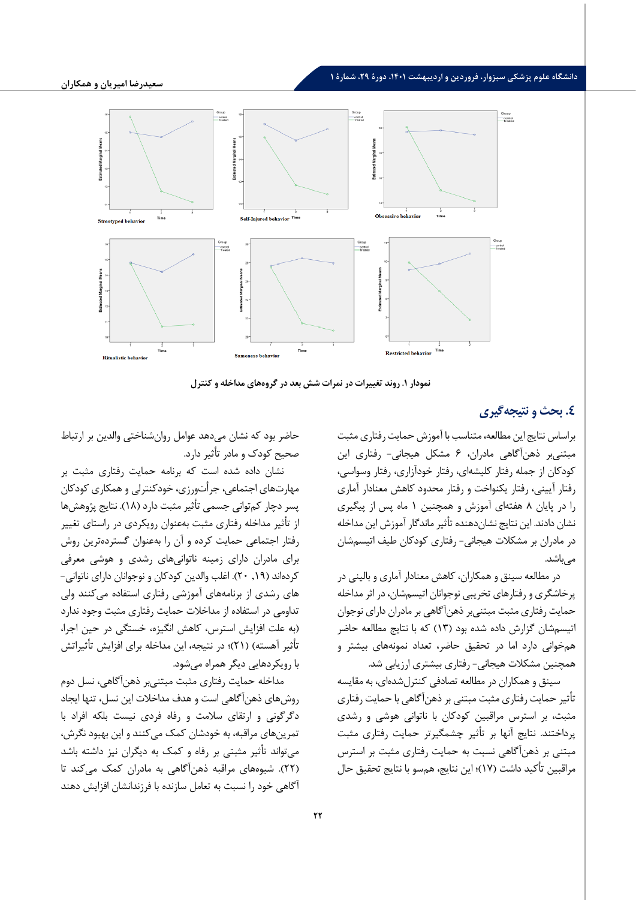نمودار ۱. روند تغییرات در نمرات شش بعد در گروه‌های مداخله و کنترل

## ٤. بحث و نتیجه‌گیری

براساس نتایج این مطالعه، متناسب با آموزش حمایت رفتاری مثبت مبتنی‌بر ذهن‌آگاهی مادران، ۶ مشکل هیجانی- رفتاری این کودکان از جمله رفتار کلیشه‌ای، رفتار خودآزاری، رفتار وسواسی، رفتار آیینی، رفتار یکنواخت و رفتار محدود کاهش معنادار آماری را در پایان ۸ هفته‌ای آموزش و همچنین ۱ ماه پس از پیگیری نشان دادند. این نتایج نشان‌دهنده تأثیر ماندگار آموزش این مداخله در مادران بر مشکلات هیجانی- رفتاری کودکان طیف اتیسم‌شان می‌باشد.

در مطالعه سینق و همکاران، کاهش معنادار آماری و بالینی در پرخاشگری و رفتارهای تخریبی نوجوانان اتیسم‌شان، در اثر مداخله حمایت رفتاری مثبت مبتنی‌بر ذهن‌آگاهی بر مادران دارای نوجوان اتیسم‌شان گزارش داده شده بود (۱۳) که با نتایج مطالعه حاضر همخوانی دارد اما در تحقیق حاضر، تعداد نمونه‌های بیشتر و همچنین مشکلات هیجانی- رفتاری بیشتری ارزیابی شد.

سینق و همکاران در مطالعه تصادفی کنترل‌شده‌ای، به مقایسه تأثیر حمایت رفتاری مثبت مبتنی بر ذهن‌آگاهی با حمایت رفتاری مثبت، بر استرس مراقبین کودکان با ناتوانی هوشی و رشدی پرداختند. نتایج آنها بر تأثیر چشمگیرتر حمایت رفتاری مثبت مبتنی بر ذهن‌آگاهی نسبت به حمایت رفتاری مثبت بر استرس مراقبین تأکید داشت (۱۷)؛ این نتایج، همسو با نتایج تحقیق حال حاضر بود که نشان می‌دهد عوامل روان‌شناختی والدین بر ارتباط صحیح کودک و مادر تأثیر دارد.

نشان داده شده است که برنامه حمایت رفتاری مثبت بر مهارت‌های اجتماعی، جرأت‌ورزی، خودکنترلی و همکاری کودکان پسر دچار کم‌توانی جسمی تأثیر مثبت دارد (۱۸). نتایج پژوهش‌ها از تأثیر مداخله رفتاری مثبت به‌عنوان رویکردی در راستای تغییر رفتار اجتماعی حمایت کرده و آن را به‌عنوان گسترده‌ترین روش برای مادران دارای زمینه ناتوانی‌های رشدی و هوشی معرفی کرده‌اند (۱۹، ۲۰). اغلب والدین کودکان و نوجوانان دارای ناتوانی‌های رشدی از برنامه‌های آموزشی رفتاری استفاده می‌کنند ولی تداومی در استفاده از مداخلات حمایت رفتاری مثبت وجود ندارد (به علت افزایش استرس، کاهش انگیزه، خستگی در حین اجرا، تأثیر آهسته) (۲۱)؛ در نتیجه، این مداخله برای افزایش تأثیراتش با رویکردهایی دیگر همراه می‌شود.

مداخله حمایت رفتاری مثبت مبتنی‌بر ذهن‌آگاهی، نسل دوم روش‌های ذهن‌آگاهی است و هدف مداخلات این نسل، تنها ایجاد دگرگونی و ارتقای سلامت و رفاه فردی نیست بلکه افراد با تمرین‌های مراقبه، به خودشان کمک می‌کنند و این بهبود نگرش، می‌تواند تأثیر مثبتی بر رفاه و کمک به دیگران نیز داشته باشد (۲۲). شیوه‌های مراقبه ذهن‌آگاهی به مادران کمک می‌کند تا آگاهی خود را نسبت به تعامل سازنده با فرزندانشان افزایش دهند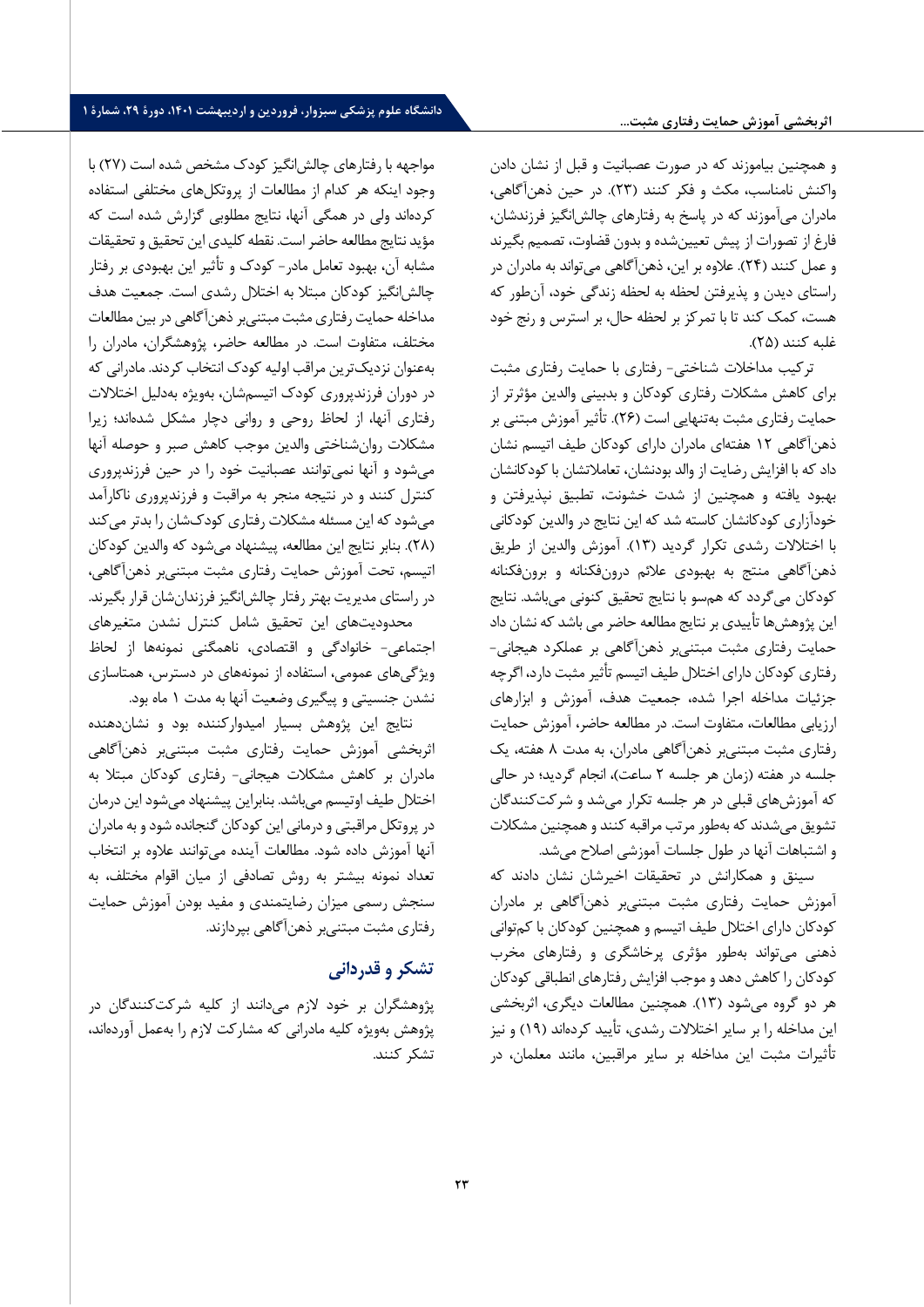و همچنین بیاموزند که در صورت عصبانیت و قبل از نشان دادن واکنش نامناسب، مکث و فکر کنند (۲۳). در حین ذهن‌آگاهی، مادران می‌آموزند که در پاسخ به رفتارهای چالش‌انگیز فرزندشان، فارغ از تصورات از پیش تعیین‌شده و بدون قضاوت، تصمیم بگیرند و عمل کنند (۲۴). علاوه بر این، ذهن‌آگاهی می‌تواند به مادران در راستای دیدن و پذیرفتن لحظه به لحظه زندگی خود، آن‌طور که هست، کمک کند تا با تمرکز بر لحظه حال، بر استرس و رنج خود غلبه کنند (۲۵).

ترکیب مداخلات شناختی- رفتاری با حمایت رفتاری مثبت برای کاهش مشکلات رفتاری کودکان و بدبینی والدین مؤثرتر از حمایت رفتاری مثبت به‌تنهایی است (۲۶). تأثیر آموزش مبتنی بر ذهن‌آگاهی ۱۲ هفته‌ای مادران دارای کودکان طیف اتیسم نشان داد که با افزایش رضایت از والد بودنشان، تعاملاتشان با کودکانشان بهبود یافته و همچنین از شدت خشونت، تطبیق نپذیرفتن و خودآزاری کودکانشان کاسته شد که این نتایج در والدین کودکانی با اختلالات رشدی تکرار گردید (۱۳). آموزش والدین از طریق ذهن‌آگاهی منتج به بهبودی علائم درون‌فکنانه و برون‌فکنانه کودکان می‌گردد که همسو با نتایج تحقیق کنونی می‌باشد. نتایج این پژوهش‌ها تأییدی بر نتایج مطالعه حاضر می باشد که نشان داد حمایت رفتاری مثبت مبتنی‌بر ذهن‌آگاهی بر عملکرد هیجانی- رفتاری کودکان دارای اختلال طیف اتیسم تأثیر مثبت دارد، اگرچه جزئیات مداخله اجرا شده، جمعیت هدف، آموزش و ابزارهای ارزیابی مطالعات، متفاوت است. در مطالعه حاضر، آموزش حمایت رفتاری مثبت مبتنی‌بر ذهن‌آگاهی مادران، به مدت ۸ هفته، یک جلسه در هفته (زمان هر جلسه ۲ ساعت)، انجام گردید؛ در حالی که آموزش‌های قبلی در هر جلسه تکرار می‌شد و شرکت‌کنندگان تشویق می‌شدند که به‌طور مرتب مراقبه کنند و همچنین مشکلات و اشتباهات آنها در طول جلسات آموزشی اصلاح می‌شد.

سینق و همکارانش در تحقیقات اخیرشان نشان دادند که آموزش حمایت رفتاری مثبت مبتنی‌بر ذهن‌آگاهی بر مادران کودکان دارای اختلال طیف اتیسم و همچنین کودکان با کم‌توانی ذهنی می‌تواند به‌طور مؤثری پرخاشگری و رفتارهای مخرب کودکان را کاهش دهد و موجب افزایش رفتارهای انطباقی کودکان هر دو گروه می‌شود (۱۳). همچنین مطالعات دیگری، اثربخشی این مداخله را بر سایر اختلالات رشدی، تأیید کرده‌اند (۱۹) و نیز تأثیرات مثبت این مداخله بر سایر مراقبین، مانند معلمان، در مواجهه با رفتارهای چالش‌انگیز کودک مشخص شده است (۲۷) با وجود اینکه هر کدام از مطالعات از پروتکل‌های مختلفی استفاده کرده‌اند ولی در همگی آنها، نتایج مطلوبی گزارش شده است که مؤید نتایج مطالعه حاضر است. نقطه کلیدی این تحقیق و تحقیقات مشابه آن، بهبود تعامل مادر- کودک و تأثیر این بهبودی بر رفتار چالش‌انگیز کودکان مبتلا به اختلال رشدی است. جمعیت هدف مداخله حمایت رفتاری مثبت مبتنی‌بر ذهن‌آگاهی در بین مطالعات مختلف، متفاوت است. در مطالعه حاضر، پژوهشگران، مادران را به‌عنوان نزدیک‌ترین مراقب اولیه کودک انتخاب کردند. مادرانی که در دوران فرزندپروری کودک اتیسم‌شان، به‌ویژه به‌دلیل اختلالات رفتاری آنها، از لحاظ روحی و روانی دچار مشکل شده‌اند؛ زیرا مشکلات روان‌شناختی والدین موجب کاهش صبر و حوصله آنها می‌شود و آنها نمی‌توانند عصبانیت خود را در حین فرزندپروری کنترل کنند و در نتیجه منجر به مراقبت و فرزندپروری ناکارآمد می‌شود که این مسئله مشکلات رفتاری کودک‌شان را بدتر می‌کند (۲۸). بنابر نتایج این مطالعه، پیشنهاد می‌شود که والدین کودکان اتیسم، تحت آموزش حمایت رفتاری مثبت مبتنی‌بر ذهن‌آگاهی، در راستای مدیریت بهتر رفتار چالش‌انگیز فرزندان‌شان قرار بگیرند.

محدودیت‌های این تحقیق شامل کنترل نشدن متغیرهای اجتماعی- خانوادگی و اقتصادی، ناهمگنی نمونه‌ها از لحاظ ویژگی‌های عمومی، استفاده از نمونه‌های در دسترس، همتاسازی نشدن جنسیتی و پیگیری وضعیت آنها به مدت ۱ ماه بود.

نتایج این پژوهش بسیار امیدوارکننده بود و نشان‌دهنده اثربخشی آموزش حمایت رفتاری مثبت مبتنی‌بر ذهن‌آگاهی مادران بر کاهش مشکلات هیجانی- رفتاری کودکان مبتلا به اختلال طیف اوتیسم می‌باشد. بنابراین پیشنهاد می‌شود این درمان در پروتکل مراقبتی و درمانی این کودکان گنجانده شود و به مادران آنها آموزش داده شود. مطالعات آینده می‌توانند علاوه بر انتخاب تعداد نمونه بیشتر به روش تصادفی از میان اقوام مختلف، به سنجش رسمی میزان رضایتمندی و مفید بودن آموزش حمایت رفتاری مثبت مبتنی‌بر ذهن‌آگاهی بپردازند.

## تشکر و قدردانی

پژوهشگران بر خود لازم می‌دانند از کلیه شرکت‌کنندگان در پژوهش به‌ویژه کلیه مادرانی که مشارکت لازم را به‌عمل آورده‌اند، تشکر کنند.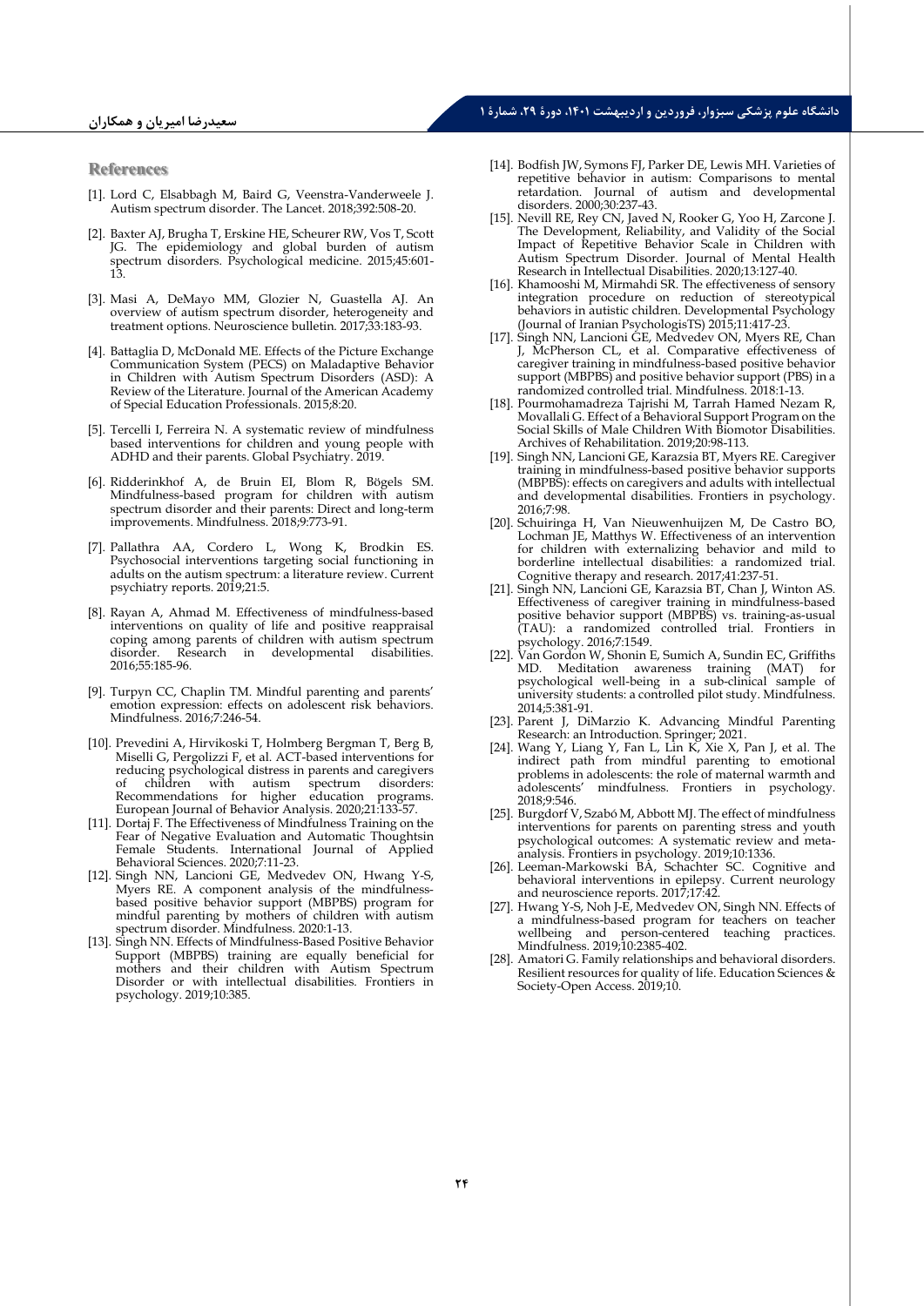## References

[1]. Lord C, Elsabbagh M, Baird G, Veenstra-Vanderweele J. Autism spectrum disorder. The Lancet. 2018;392:508-20.

[2]. Baxter AJ, Brugha T, Erskine HE, Scheurer RW, Vos T, Scott JG. The epidemiology and global burden of autism spectrum disorders. Psychological medicine. 2015;45:601-13.

[3]. Masi A, DeMayo MM, Glozier N, Guastella AJ. An overview of autism spectrum disorder, heterogeneity and treatment options. Neuroscience bulletin. 2017;33:183-93.

[4]. Battaglia D, McDonald ME. Effects of the Picture Exchange Communication System (PECS) on Maladaptive Behavior in Children with Autism Spectrum Disorders (ASD): A Review of the Literature. Journal of the American Academy of Special Education Professionals. 2015;8:20.

[5]. Tercelli I, Ferreira N. A systematic review of mindfulness based interventions for children and young people with ADHD and their parents. Global Psychiatry. 2019.

[6]. Ridderinkhof A, de Bruin EI, Blom R, Bögels SM. Mindfulness-based program for children with autism spectrum disorder and their parents: Direct and long-term improvements. Mindfulness. 2018;9:773-91.

[7]. Pallathra AA, Cordero L, Wong K, Brodkin ES. Psychosocial interventions targeting social functioning in adults on the autism spectrum: a literature review. Current psychiatry reports. 2019;21:5.

[8]. Rayan A, Ahmad M. Effectiveness of mindfulness-based interventions on quality of life and positive reappraisal coping among parents of children with autism spectrum disorder. Research in developmental disabilities. 2016;55:185-96.

[9]. Turpyn CC, Chaplin TM. Mindful parenting and parents' emotion expression: effects on adolescent risk behaviors. Mindfulness. 2016;7:246-54.

[10]. Prevedini A, Hirvikoski T, Holmberg Bergman T, Berg B, Miselli G, Pergolizzi F, et al. ACT-based interventions for reducing psychological distress in parents and caregivers of children with autism spectrum disorders: Recommendations for higher education programs. European Journal of Behavior Analysis. 2020;21:133-57.

[11]. Dortaj F. The Effectiveness of Mindfulness Training on the Fear of Negative Evaluation and Automatic Thoughtsin Female Students. International Journal of Applied Behavioral Sciences. 2020;7:11-23.

[12]. Singh NN, Lancioni GE, Medvedev ON, Hwang Y-S, Myers RE. A component analysis of the mindfulness-based positive behavior support (MBPBS) program for mindful parenting by mothers of children with autism spectrum disorder. Mindfulness. 2020:1-13.

[13]. Singh NN. Effects of Mindfulness-Based Positive Behavior Support (MBPBS) training are equally beneficial for mothers and their children with Autism Spectrum Disorder or with intellectual disabilities. Frontiers in psychology. 2019;10:385.

[14]. Bodfish JW, Symons FJ, Parker DE, Lewis MH. Varieties of repetitive behavior in autism: Comparisons to mental retardation. Journal of autism and developmental disorders. 2000;30:237-43.

[15]. Nevill RE, Rey CN, Javed N, Rooker G, Yoo H, Zarcone J. The Development, Reliability, and Validity of the Social Impact of Repetitive Behavior Scale in Children with Autism Spectrum Disorder. Journal of Mental Health Research in Intellectual Disabilities. 2020;13:127-40.

[16]. Khamooshi M, Mirmahdi SR. The effectiveness of sensory integration procedure on reduction of stereotypical behaviors in autistic children. Developmental Psychology (Journal of Iranian PsychologisTS) 2015;11:417-23.

[17]. Singh NN, Lancioni GE, Medvedev ON, Myers RE, Chan J, McPherson CL, et al. Comparative effectiveness of caregiver training in mindfulness-based positive behavior support (MBPBS) and positive behavior support (PBS) in a randomized controlled trial. Mindfulness. 2018:1-13.

[18]. Pourmohamadreza Tajrishi M, Tarrah Hamed Nezam R, Movallali G. Effect of a Behavioral Support Program on the Social Skills of Male Children With Biomotor Disabilities. Archives of Rehabilitation. 2019;20:98-113.

[19]. Singh NN, Lancioni GE, Karazsia BT, Myers RE. Caregiver training in mindfulness-based positive behavior supports (MBPBS): effects on caregivers and adults with intellectual and developmental disabilities. Frontiers in psychology. 2016;7:98.

[20]. Schuiringa H, Van Nieuwenhuijzen M, De Castro BO, Lochman JE, Matthys W. Effectiveness of an intervention for children with externalizing behavior and mild to borderline intellectual disabilities: a randomized trial. Cognitive therapy and research. 2017;41:237-51.

[21]. Singh NN, Lancioni GE, Karazsia BT, Chan J, Winton AS. Effectiveness of caregiver training in mindfulness-based positive behavior support (MBPBS) vs. training-as-usual (TAU): a randomized controlled trial. Frontiers in psychology. 2016;7:1549.

[22]. Van Gordon W, Shonin E, Sumich A, Sundin EC, Griffiths MD. Meditation awareness training (MAT) for psychological well-being in a sub-clinical sample of university students: a controlled pilot study. Mindfulness. 2014;5:381-91.

[23]. Parent J, DiMarzio K. Advancing Mindful Parenting Research: an Introduction. Springer; 2021.

[24]. Wang Y, Liang Y, Fan L, Lin K, Xie X, Pan J, et al. The indirect path from mindful parenting to emotional problems in adolescents: the role of maternal warmth and adolescents' mindfulness. Frontiers in psychology. 2018;9:546.

[25]. Burgdorf V, Szabó M, Abbott MJ. The effect of mindfulness interventions for parents on parenting stress and youth psychological outcomes: A systematic review and meta-analysis. Frontiers in psychology. 2019;10:1336.

[26]. Leeman-Markowski BA, Schachter SC. Cognitive and behavioral interventions in epilepsy. Current neurology and neuroscience reports. 2017;17:42.

[27]. Hwang Y-S, Noh J-E, Medvedev ON, Singh NN. Effects of a mindfulness-based program for teachers on teacher wellbeing and person-centered teaching practices. Mindfulness. 2019;10:2385-402.

[28]. Amatori G. Family relationships and behavioral disorders. Resilient resources for quality of life. Education Sciences & Society-Open Access. 2019;10.